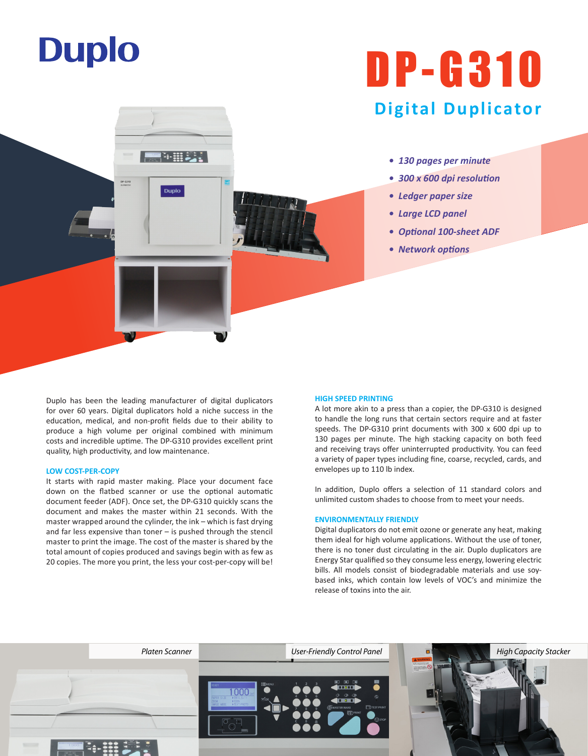# Duplo

# DP-G310

## Digital Duplicator

- *130 pages per minute*
- *300 x 600 dpi resolution*
- *Ledger paper size*
- *Large LCD panel*
- *Optional 100-sheet ADF*
- *Network options*

Duplo has been the leading manufacturer of digital duplicators for over 60 years. Digital duplicators hold a niche success in the education, medical, and non-profit fields due to their ability to produce a high volume per original combined with minimum costs and incredible uptime. The DP-G310 provides excellent print quality, high productivity, and low maintenance.

### LOW COST-PER-COPY

It starts with rapid master making. Place your document face down on the flatbed scanner or use the optional automatic document feeder (ADF). Once set, the DP-G310 quickly scans the document and makes the master within 21 seconds. With the master wrapped around the cylinder, the ink – which is fast drying and far less expensive than toner – is pushed through the stencil master to print the image. The cost of the master is shared by the total amount of copies produced and savings begin with as few as 20 copies. The more you print, the less your cost-per-copy will be!

### HIGH SPEED PRINTING

A lot more akin to a press than a copier, the DP-G310 is designed to handle the long runs that certain sectors require and at faster speeds. The DP-G310 print documents with 300 x 600 dpi up to 130 pages per minute. The high stacking capacity on both feed and receiving trays offer uninterrupted productivity. You can feed a variety of paper types including fine, coarse, recycled, cards, and envelopes up to 110 lb index.

In addition, Duplo offers a selection of 11 standard colors and unlimited custom shades to choose from to meet your needs.

### ENVIRONMENTALLY FRIENDLY

Digital duplicators do not emit ozone or generate any heat, making them ideal for high volume applications. Without the use of toner, there is no toner dust circulating in the air. Duplo duplicators are Energy Star qualified so they consume less energy, lowering electric bills. All models consist of biodegradable materials and use soy-based inks, which contain low levels of VOC's and minimize the release of toxins into the air.

*Platen Scanner*

*User-Friendly Control Panel*

*High Capacity Stacker*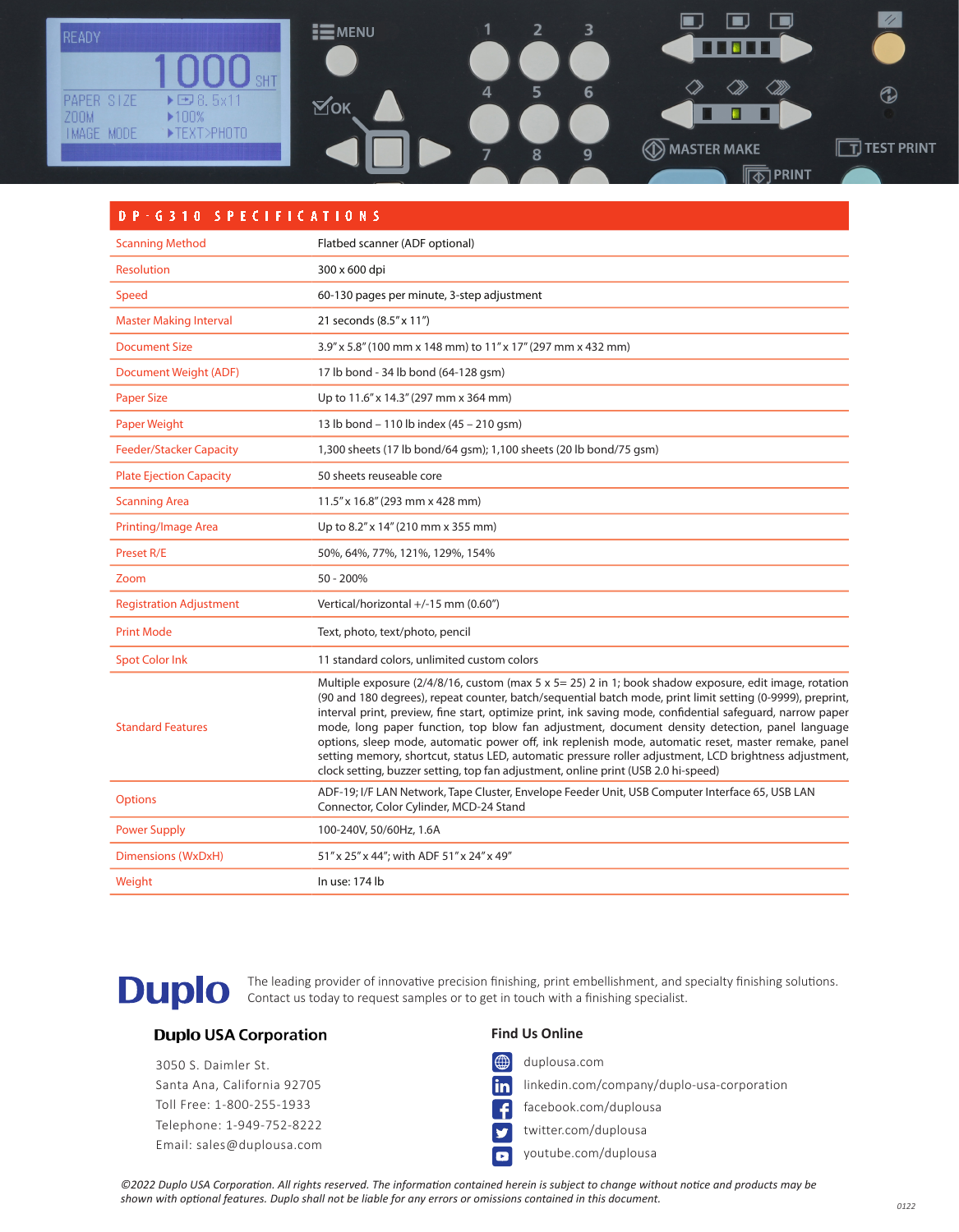## DP-G310 SPECIFICATIONS

| | |
|---|---|
| Scanning Method | Flatbed scanner (ADF optional) |
| Resolution | 300 x 600 dpi |
| Speed | 60-130 pages per minute, 3-step adjustment |
| Master Making Interval | 21 seconds (8.5" x 11") |
| Document Size | 3.9" x 5.8" (100 mm x 148 mm) to 11" x 17" (297 mm x 432 mm) |
| Document Weight (ADF) | 17 lb bond - 34 lb bond (64-128 gsm) |
| Paper Size | Up to 11.6" x 14.3" (297 mm x 364 mm) |
| Paper Weight | 13 lb bond – 110 lb index (45 – 210 gsm) |
| Feeder/Stacker Capacity | 1,300 sheets (17 lb bond/64 gsm); 1,100 sheets (20 lb bond/75 gsm) |
| Plate Ejection Capacity | 50 sheets reuseable core |
| Scanning Area | 11.5" x 16.8" (293 mm x 428 mm) |
| Printing/Image Area | Up to 8.2" x 14" (210 mm x 355 mm) |
| Preset R/E | 50%, 64%, 77%, 121%, 129%, 154% |
| Zoom | 50 - 200% |
| Registration Adjustment | Vertical/horizontal +/-15 mm (0.60") |
| Print Mode | Text, photo, text/photo, pencil |
| Spot Color Ink | 11 standard colors, unlimited custom colors |
| Standard Features | Multiple exposure (2/4/8/16, custom (max 5 x 5= 25) 2 in 1; book shadow exposure, edit image, rotation (90 and 180 degrees), repeat counter, batch/sequential batch mode, print limit setting (0-9999), preprint, interval print, preview, fine start, optimize print, ink saving mode, confidential safeguard, narrow paper mode, long paper function, top blow fan adjustment, document density detection, panel language options, sleep mode, automatic power off, ink replenish mode, automatic reset, master remake, panel setting memory, shortcut, status LED, automatic pressure roller adjustment, LCD brightness adjustment, clock setting, buzzer setting, top fan adjustment, online print (USB 2.0 hi-speed) |
| Options | ADF-19; I/F LAN Network, Tape Cluster, Envelope Feeder Unit, USB Computer Interface 65, USB LAN Connector, Color Cylinder, MCD-24 Stand |
| Power Supply | 100-240V, 50/60Hz, 1.6A |
| Dimensions (WxDxH) | 51" x 25" x 44"; with ADF 51" x 24" x 49" |
| Weight | In use: 174 lb |

**Duplo**

The leading provider of innovative precision finishing, print embellishment, and specialty finishing solutions. Contact us today to request samples or to get in touch with a finishing specialist.

### Duplo USA Corporation

3050 S. Daimler St.
Santa Ana, California 92705
Toll Free: 1-800-255-1933
Telephone: 1-949-752-8222
Email: sales@duplousa.com

### Find Us Online

- duplousa.com
- linkedin.com/company/duplo-usa-corporation
- facebook.com/duplousa
- twitter.com/duplousa
- youtube.com/duplousa

*©2022 Duplo USA Corporation. All rights reserved. The information contained herein is subject to change without notice and products may be shown with optional features. Duplo shall not be liable for any errors or omissions contained in this document.*

0122